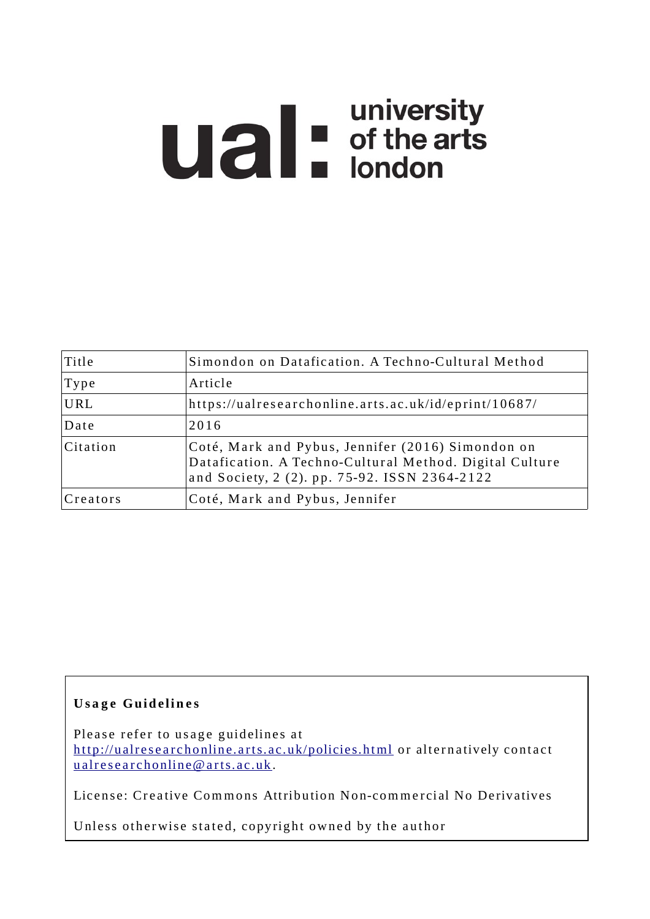ual: university of the arts london

| Title | Simondon on Datafication. A Techno-Cultural Method |
| --- | --- |
| Type | Article |
| URL | https://ualresearchonline.arts.ac.uk/id/eprint/10687/ |
| Date | 2016 |
| Citation | Coté, Mark and Pybus, Jennifer (2016) Simondon on Datafication. A Techno-Cultural Method. Digital Culture and Society, 2 (2). pp. 75-92. ISSN 2364-2122 |
| Creators | Coté, Mark and Pybus, Jennifer |

**Usage Guidelines**

Please refer to usage guidelines at http://ualresearchonline.arts.ac.uk/policies.html or alternatively contact ualresearchonline@arts.ac.uk.

License: Creative Commons Attribution Non-commercial No Derivatives

Unless otherwise stated, copyright owned by the author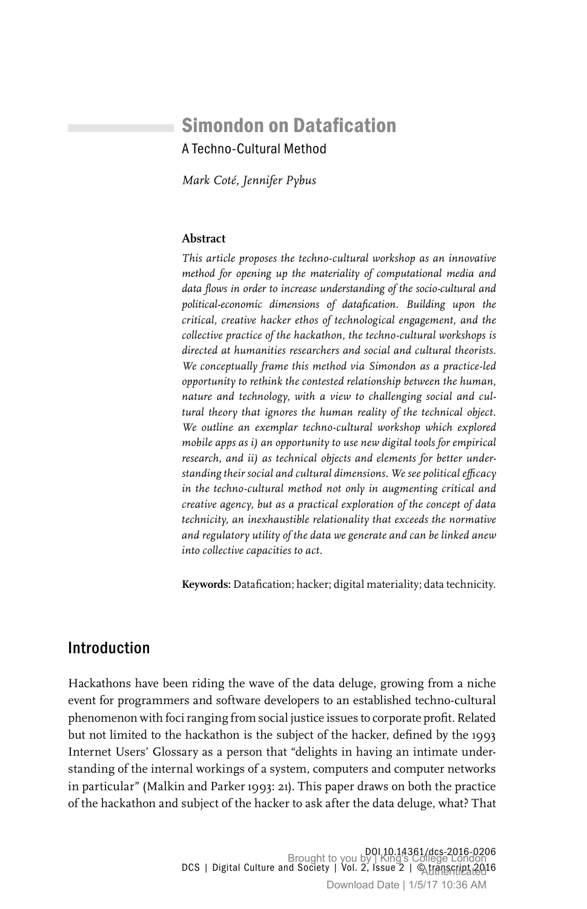# Simondon on Datafication

A Techno-Cultural Method

*Mark Coté, Jennifer Pybus*

**Abstract**

*This article proposes the techno-cultural workshop as an innovative method for opening up the materiality of computational media and data flows in order to increase understanding of the socio-cultural and political-economic dimensions of datafication. Building upon the critical, creative hacker ethos of technological engagement, and the collective practice of the hackathon, the techno-cultural workshops is directed at humanities researchers and social and cultural theorists. We conceptually frame this method via Simondon as a practice-led opportunity to rethink the contested relationship between the human, nature and technology, with a view to challenging social and cultural theory that ignores the human reality of the technical object. We outline an exemplar techno-cultural workshop which explored mobile apps as i) an opportunity to use new digital tools for empirical research, and ii) as technical objects and elements for better understanding their social and cultural dimensions. We see political efficacy in the techno-cultural method not only in augmenting critical and creative agency, but as a practical exploration of the concept of data technicity, an inexhaustible relationality that exceeds the normative and regulatory utility of the data we generate and can be linked anew into collective capacities to act.*

**Keywords:** Datafication; hacker; digital materiality; data technicity.

## Introduction

Hackathons have been riding the wave of the data deluge, growing from a niche event for programmers and software developers to an established techno-cultural phenomenon with foci ranging from social justice issues to corporate profit. Related but not limited to the hackathon is the subject of the hacker, defined by the 1993 Internet Users' Glossary as a person that "delights in having an intimate understanding of the internal workings of a system, computers and computer networks in particular" (Malkin and Parker 1993: 21). This paper draws on both the practice of the hackathon and subject of the hacker to ask after the data deluge, what? That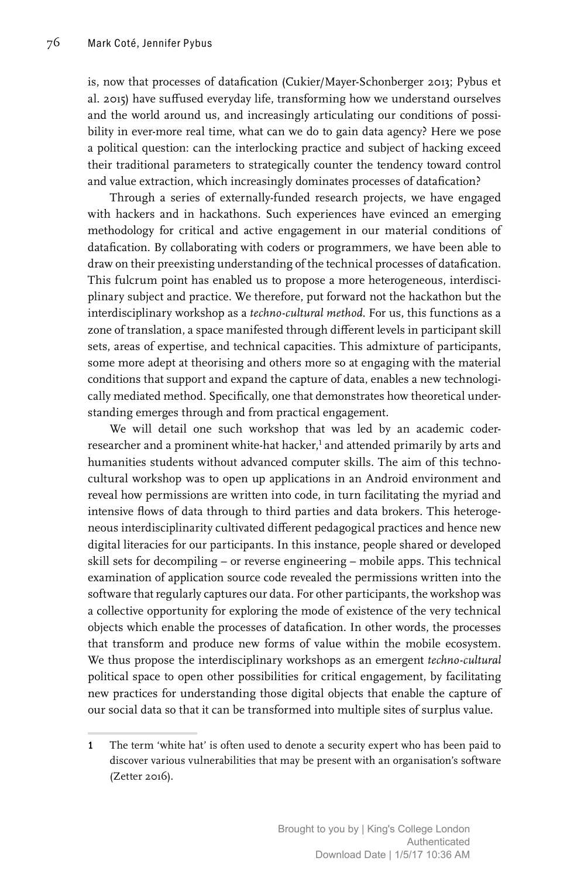is, now that processes of datafication (Cukier/Mayer-Schonberger 2013; Pybus et al. 2015) have suffused everyday life, transforming how we understand ourselves and the world around us, and increasingly articulating our conditions of possibility in ever-more real time, what can we do to gain data agency? Here we pose a political question: can the interlocking practice and subject of hacking exceed their traditional parameters to strategically counter the tendency toward control and value extraction, which increasingly dominates processes of datafication?

Through a series of externally-funded research projects, we have engaged with hackers and in hackathons. Such experiences have evinced an emerging methodology for critical and active engagement in our material conditions of datafication. By collaborating with coders or programmers, we have been able to draw on their preexisting understanding of the technical processes of datafication. This fulcrum point has enabled us to propose a more heterogeneous, interdisciplinary subject and practice. We therefore, put forward not the hackathon but the interdisciplinary workshop as a *techno-cultural method*. For us, this functions as a zone of translation, a space manifested through different levels in participant skill sets, areas of expertise, and technical capacities. This admixture of participants, some more adept at theorising and others more so at engaging with the material conditions that support and expand the capture of data, enables a new technologically mediated method. Specifically, one that demonstrates how theoretical understanding emerges through and from practical engagement.

We will detail one such workshop that was led by an academic coder-researcher and a prominent white-hat hacker,[1] and attended primarily by arts and humanities students without advanced computer skills. The aim of this techno-cultural workshop was to open up applications in an Android environment and reveal how permissions are written into code, in turn facilitating the myriad and intensive flows of data through to third parties and data brokers. This heterogeneous interdisciplinarity cultivated different pedagogical practices and hence new digital literacies for our participants. In this instance, people shared or developed skill sets for decompiling – or reverse engineering – mobile apps. This technical examination of application source code revealed the permissions written into the software that regularly captures our data. For other participants, the workshop was a collective opportunity for exploring the mode of existence of the very technical objects which enable the processes of datafication. In other words, the processes that transform and produce new forms of value within the mobile ecosystem. We thus propose the interdisciplinary workshops as an emergent *techno-cultural* political space to open other possibilities for critical engagement, by facilitating new practices for understanding those digital objects that enable the capture of our social data so that it can be transformed into multiple sites of surplus value.

1 The term 'white hat' is often used to denote a security expert who has been paid to discover various vulnerabilities that may be present with an organisation's software (Zetter 2016).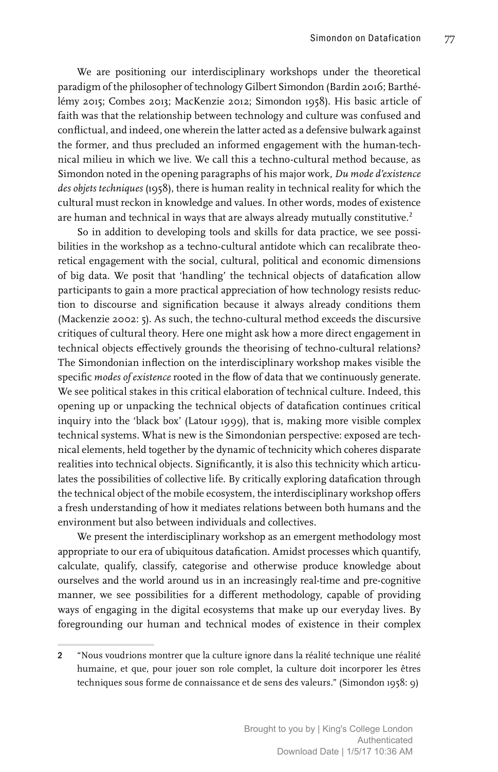We are positioning our interdisciplinary workshops under the theoretical paradigm of the philosopher of technology Gilbert Simondon (Bardin 2016; Barthélémy 2015; Combes 2013; MacKenzie 2012; Simondon 1958). His basic article of faith was that the relationship between technology and culture was confused and conflictual, and indeed, one wherein the latter acted as a defensive bulwark against the former, and thus precluded an informed engagement with the human-technical milieu in which we live. We call this a techno-cultural method because, as Simondon noted in the opening paragraphs of his major work, *Du mode d'existence des objets techniques* (1958), there is human reality in technical reality for which the cultural must reckon in knowledge and values. In other words, modes of existence are human and technical in ways that are always already mutually constitutive.[2]

So in addition to developing tools and skills for data practice, we see possibilities in the workshop as a techno-cultural antidote which can recalibrate theoretical engagement with the social, cultural, political and economic dimensions of big data. We posit that 'handling' the technical objects of datafication allow participants to gain a more practical appreciation of how technology resists reduction to discourse and signification because it always already conditions them (Mackenzie 2002: 5). As such, the techno-cultural method exceeds the discursive critiques of cultural theory. Here one might ask how a more direct engagement in technical objects effectively grounds the theorising of techno-cultural relations? The Simondonian inflection on the interdisciplinary workshop makes visible the specific *modes of existence* rooted in the flow of data that we continuously generate. We see political stakes in this critical elaboration of technical culture. Indeed, this opening up or unpacking the technical objects of datafication continues critical inquiry into the 'black box' (Latour 1999), that is, making more visible complex technical systems. What is new is the Simondonian perspective: exposed are technical elements, held together by the dynamic of technicity which coheres disparate realities into technical objects. Significantly, it is also this technicity which articulates the possibilities of collective life. By critically exploring datafication through the technical object of the mobile ecosystem, the interdisciplinary workshop offers a fresh understanding of how it mediates relations between both humans and the environment but also between individuals and collectives.

We present the interdisciplinary workshop as an emergent methodology most appropriate to our era of ubiquitous datafication. Amidst processes which quantify, calculate, qualify, classify, categorise and otherwise produce knowledge about ourselves and the world around us in an increasingly real-time and pre-cognitive manner, we see possibilities for a different methodology, capable of providing ways of engaging in the digital ecosystems that make up our everyday lives. By foregrounding our human and technical modes of existence in their complex

---

2 "Nous voudrions montrer que la culture ignore dans la réalité technique une réalité humaine, et que, pour jouer son role complet, la culture doit incorporer les êtres techniques sous forme de connaissance et de sens des valeurs." (Simondon 1958: 9)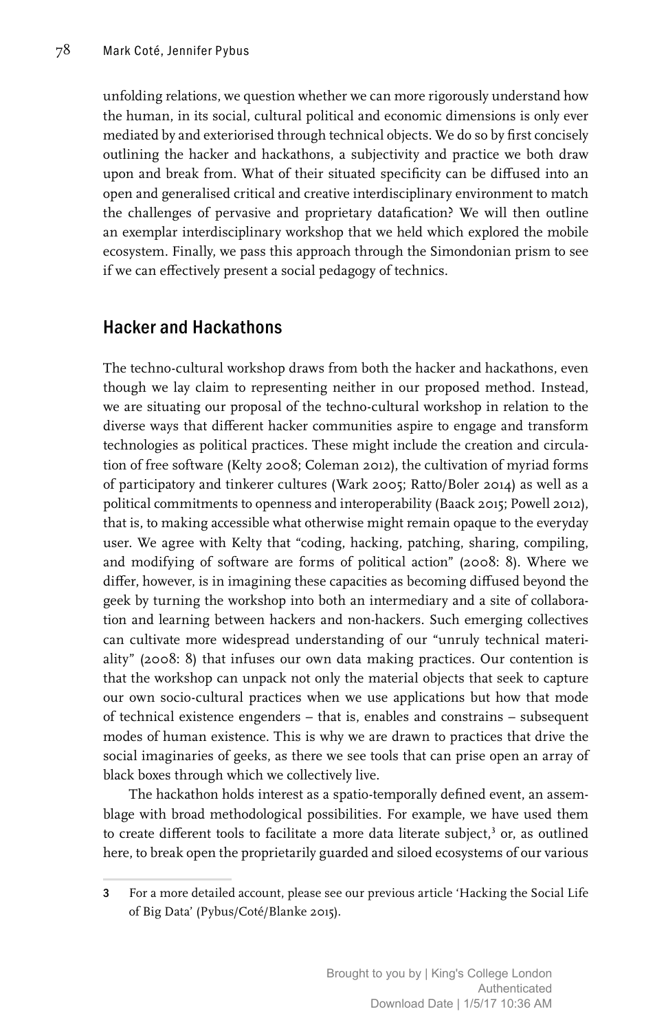unfolding relations, we question whether we can more rigorously understand how the human, in its social, cultural political and economic dimensions is only ever mediated by and exteriorised through technical objects. We do so by first concisely outlining the hacker and hackathons, a subjectivity and practice we both draw upon and break from. What of their situated specificity can be diffused into an open and generalised critical and creative interdisciplinary environment to match the challenges of pervasive and proprietary datafication? We will then outline an exemplar interdisciplinary workshop that we held which explored the mobile ecosystem. Finally, we pass this approach through the Simondonian prism to see if we can effectively present a social pedagogy of technics.

## Hacker and Hackathons

The techno-cultural workshop draws from both the hacker and hackathons, even though we lay claim to representing neither in our proposed method. Instead, we are situating our proposal of the techno-cultural workshop in relation to the diverse ways that different hacker communities aspire to engage and transform technologies as political practices. These might include the creation and circulation of free software (Kelty 2008; Coleman 2012), the cultivation of myriad forms of participatory and tinkerer cultures (Wark 2005; Ratto/Boler 2014) as well as a political commitments to openness and interoperability (Baack 2015; Powell 2012), that is, to making accessible what otherwise might remain opaque to the everyday user. We agree with Kelty that "coding, hacking, patching, sharing, compiling, and modifying of software are forms of political action" (2008: 8). Where we differ, however, is in imagining these capacities as becoming diffused beyond the geek by turning the workshop into both an intermediary and a site of collaboration and learning between hackers and non-hackers. Such emerging collectives can cultivate more widespread understanding of our "unruly technical materiality" (2008: 8) that infuses our own data making practices. Our contention is that the workshop can unpack not only the material objects that seek to capture our own socio-cultural practices when we use applications but how that mode of technical existence engenders – that is, enables and constrains – subsequent modes of human existence. This is why we are drawn to practices that drive the social imaginaries of geeks, as there we see tools that can prise open an array of black boxes through which we collectively live.

The hackathon holds interest as a spatio-temporally defined event, an assemblage with broad methodological possibilities. For example, we have used them to create different tools to facilitate a more data literate subject,[3] or, as outlined here, to break open the proprietarily guarded and siloed ecosystems of our various

[3] For a more detailed account, please see our previous article 'Hacking the Social Life of Big Data' (Pybus/Coté/Blanke 2015).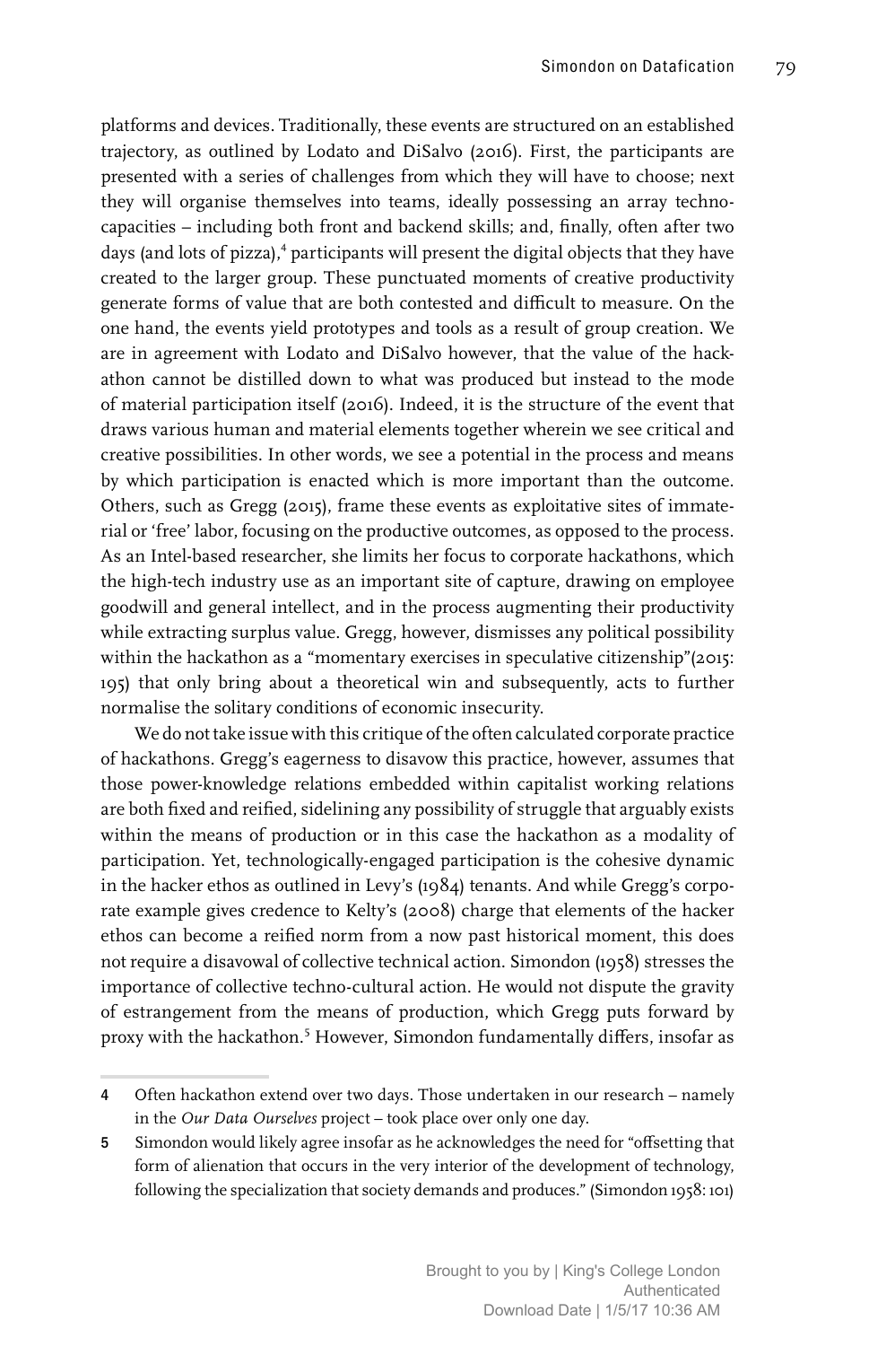platforms and devices. Traditionally, these events are structured on an established trajectory, as outlined by Lodato and DiSalvo (2016). First, the participants are presented with a series of challenges from which they will have to choose; next they will organise themselves into teams, ideally possessing an array techno-capacities – including both front and backend skills; and, finally, often after two days (and lots of pizza),[4] participants will present the digital objects that they have created to the larger group. These punctuated moments of creative productivity generate forms of value that are both contested and difficult to measure. On the one hand, the events yield prototypes and tools as a result of group creation. We are in agreement with Lodato and DiSalvo however, that the value of the hackathon cannot be distilled down to what was produced but instead to the mode of material participation itself (2016). Indeed, it is the structure of the event that draws various human and material elements together wherein we see critical and creative possibilities. In other words, we see a potential in the process and means by which participation is enacted which is more important than the outcome. Others, such as Gregg (2015), frame these events as exploitative sites of immaterial or 'free' labor, focusing on the productive outcomes, as opposed to the process. As an Intel-based researcher, she limits her focus to corporate hackathons, which the high-tech industry use as an important site of capture, drawing on employee goodwill and general intellect, and in the process augmenting their productivity while extracting surplus value. Gregg, however, dismisses any political possibility within the hackathon as a "momentary exercises in speculative citizenship"(2015: 195) that only bring about a theoretical win and subsequently, acts to further normalise the solitary conditions of economic insecurity.

We do not take issue with this critique of the often calculated corporate practice of hackathons. Gregg's eagerness to disavow this practice, however, assumes that those power-knowledge relations embedded within capitalist working relations are both fixed and reified, sidelining any possibility of struggle that arguably exists within the means of production or in this case the hackathon as a modality of participation. Yet, technologically-engaged participation is the cohesive dynamic in the hacker ethos as outlined in Levy's (1984) tenants. And while Gregg's corporate example gives credence to Kelty's (2008) charge that elements of the hacker ethos can become a reified norm from a now past historical moment, this does not require a disavowal of collective technical action. Simondon (1958) stresses the importance of collective techno-cultural action. He would not dispute the gravity of estrangement from the means of production, which Gregg puts forward by proxy with the hackathon.[5] However, Simondon fundamentally differs, insofar as

---

4 Often hackathon extend over two days. Those undertaken in our research – namely in the *Our Data Ourselves* project – took place over only one day.

5 Simondon would likely agree insofar as he acknowledges the need for "offsetting that form of alienation that occurs in the very interior of the development of technology, following the specialization that society demands and produces." (Simondon 1958: 101)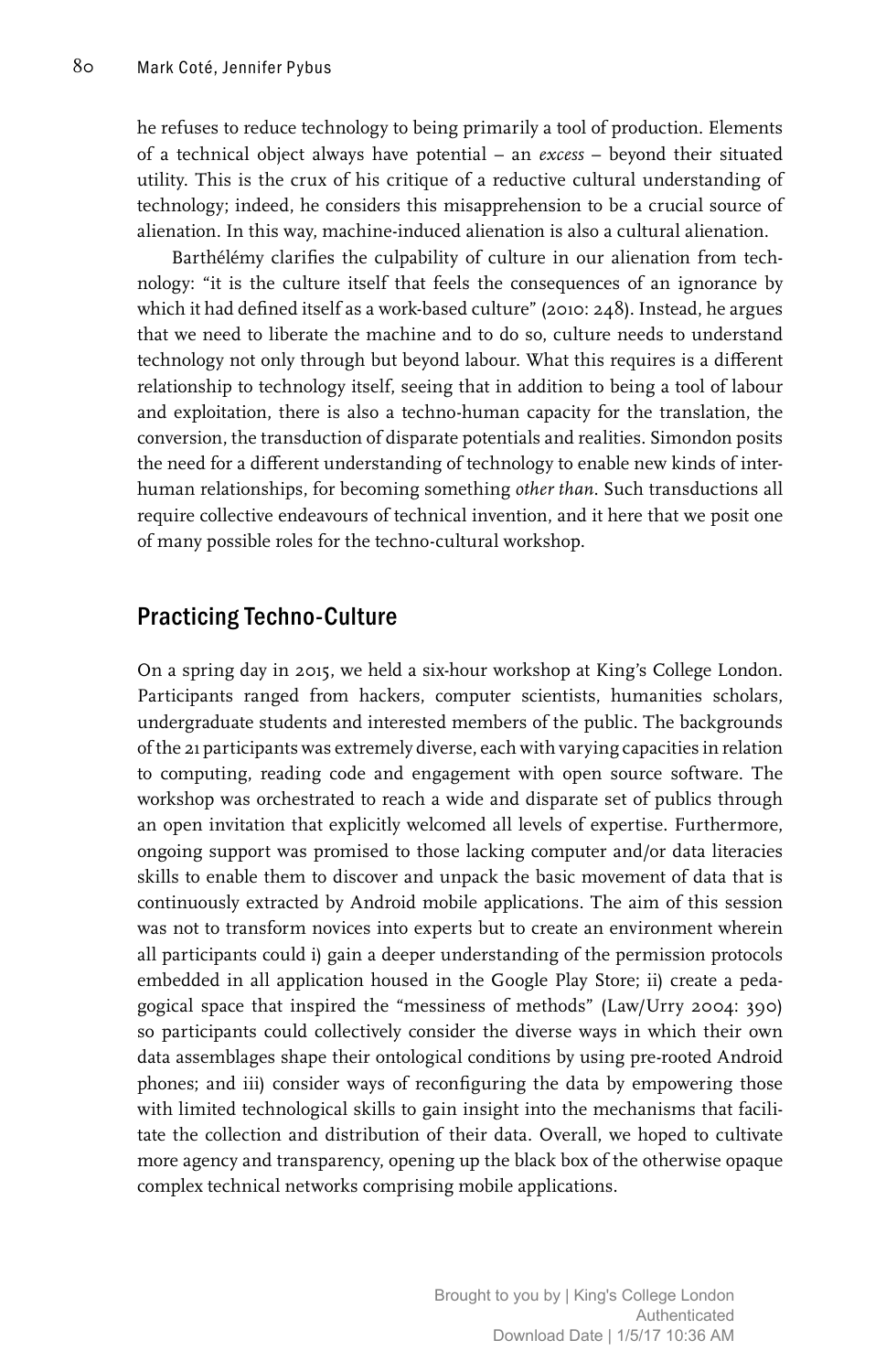he refuses to reduce technology to being primarily a tool of production. Elements of a technical object always have potential – an *excess* – beyond their situated utility. This is the crux of his critique of a reductive cultural understanding of technology; indeed, he considers this misapprehension to be a crucial source of alienation. In this way, machine-induced alienation is also a cultural alienation.

Barthélémy clarifies the culpability of culture in our alienation from technology: "it is the culture itself that feels the consequences of an ignorance by which it had defined itself as a work-based culture" (2010: 248). Instead, he argues that we need to liberate the machine and to do so, culture needs to understand technology not only through but beyond labour. What this requires is a different relationship to technology itself, seeing that in addition to being a tool of labour and exploitation, there is also a techno-human capacity for the translation, the conversion, the transduction of disparate potentials and realities. Simondon posits the need for a different understanding of technology to enable new kinds of interhuman relationships, for becoming something *other than*. Such transductions all require collective endeavours of technical invention, and it here that we posit one of many possible roles for the techno-cultural workshop.

## Practicing Techno-Culture

On a spring day in 2015, we held a six-hour workshop at King's College London. Participants ranged from hackers, computer scientists, humanities scholars, undergraduate students and interested members of the public. The backgrounds of the 21 participants was extremely diverse, each with varying capacities in relation to computing, reading code and engagement with open source software. The workshop was orchestrated to reach a wide and disparate set of publics through an open invitation that explicitly welcomed all levels of expertise. Furthermore, ongoing support was promised to those lacking computer and/or data literacies skills to enable them to discover and unpack the basic movement of data that is continuously extracted by Android mobile applications. The aim of this session was not to transform novices into experts but to create an environment wherein all participants could i) gain a deeper understanding of the permission protocols embedded in all application housed in the Google Play Store; ii) create a pedagogical space that inspired the "messiness of methods" (Law/Urry 2004: 390) so participants could collectively consider the diverse ways in which their own data assemblages shape their ontological conditions by using pre-rooted Android phones; and iii) consider ways of reconfiguring the data by empowering those with limited technological skills to gain insight into the mechanisms that facilitate the collection and distribution of their data. Overall, we hoped to cultivate more agency and transparency, opening up the black box of the otherwise opaque complex technical networks comprising mobile applications.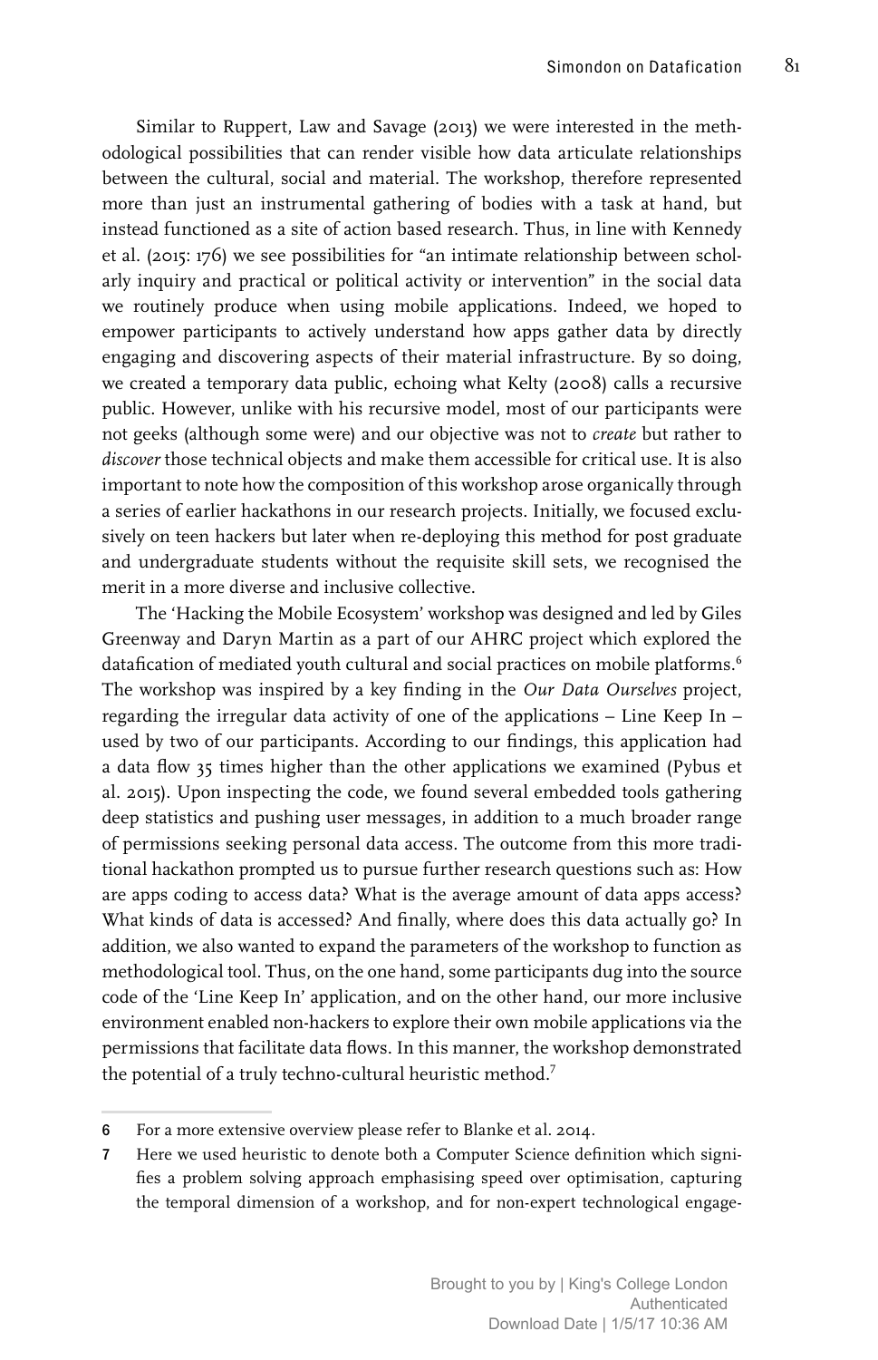Similar to Ruppert, Law and Savage (2013) we were interested in the methodological possibilities that can render visible how data articulate relationships between the cultural, social and material. The workshop, therefore represented more than just an instrumental gathering of bodies with a task at hand, but instead functioned as a site of action based research. Thus, in line with Kennedy et al. (2015: 176) we see possibilities for "an intimate relationship between scholarly inquiry and practical or political activity or intervention" in the social data we routinely produce when using mobile applications. Indeed, we hoped to empower participants to actively understand how apps gather data by directly engaging and discovering aspects of their material infrastructure. By so doing, we created a temporary data public, echoing what Kelty (2008) calls a recursive public. However, unlike with his recursive model, most of our participants were not geeks (although some were) and our objective was not to *create* but rather to *discover* those technical objects and make them accessible for critical use. It is also important to note how the composition of this workshop arose organically through a series of earlier hackathons in our research projects. Initially, we focused exclusively on teen hackers but later when re-deploying this method for post graduate and undergraduate students without the requisite skill sets, we recognised the merit in a more diverse and inclusive collective.

The 'Hacking the Mobile Ecosystem' workshop was designed and led by Giles Greenway and Daryn Martin as a part of our AHRC project which explored the datafication of mediated youth cultural and social practices on mobile platforms.[6] The workshop was inspired by a key finding in the *Our Data Ourselves* project, regarding the irregular data activity of one of the applications – Line Keep In – used by two of our participants. According to our findings, this application had a data flow 35 times higher than the other applications we examined (Pybus et al. 2015). Upon inspecting the code, we found several embedded tools gathering deep statistics and pushing user messages, in addition to a much broader range of permissions seeking personal data access. The outcome from this more traditional hackathon prompted us to pursue further research questions such as: How are apps coding to access data? What is the average amount of data apps access? What kinds of data is accessed? And finally, where does this data actually go? In addition, we also wanted to expand the parameters of the workshop to function as methodological tool. Thus, on the one hand, some participants dug into the source code of the 'Line Keep In' application, and on the other hand, our more inclusive environment enabled non-hackers to explore their own mobile applications via the permissions that facilitate data flows. In this manner, the workshop demonstrated the potential of a truly techno-cultural heuristic method.[7]

---

6 For a more extensive overview please refer to Blanke et al. 2014.

7 Here we used heuristic to denote both a Computer Science definition which signifies a problem solving approach emphasising speed over optimisation, capturing the temporal dimension of a workshop, and for non-expert technological engage-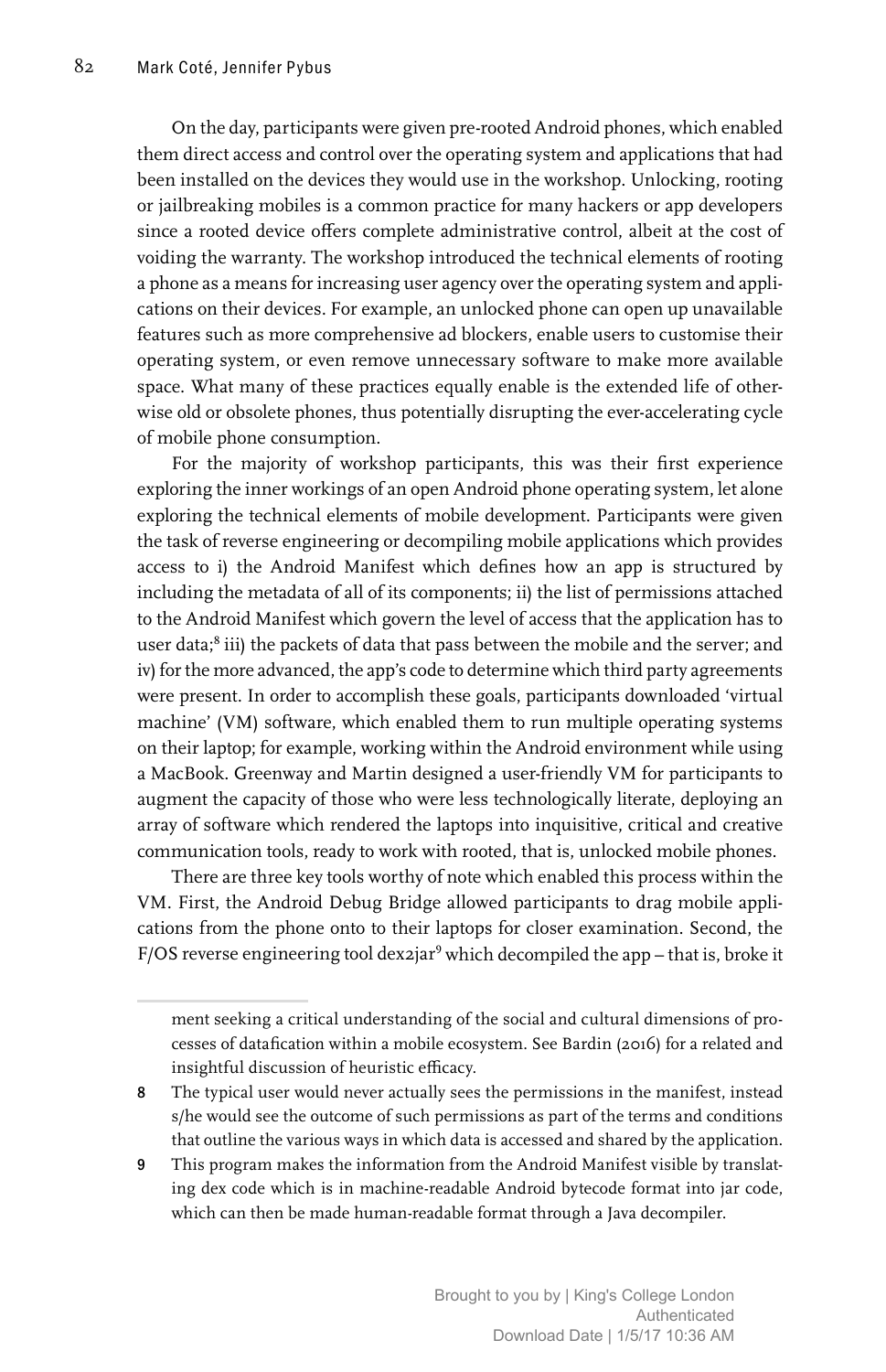On the day, participants were given pre-rooted Android phones, which enabled them direct access and control over the operating system and applications that had been installed on the devices they would use in the workshop. Unlocking, rooting or jailbreaking mobiles is a common practice for many hackers or app developers since a rooted device offers complete administrative control, albeit at the cost of voiding the warranty. The workshop introduced the technical elements of rooting a phone as a means for increasing user agency over the operating system and applications on their devices. For example, an unlocked phone can open up unavailable features such as more comprehensive ad blockers, enable users to customise their operating system, or even remove unnecessary software to make more available space. What many of these practices equally enable is the extended life of otherwise old or obsolete phones, thus potentially disrupting the ever-accelerating cycle of mobile phone consumption.

For the majority of workshop participants, this was their first experience exploring the inner workings of an open Android phone operating system, let alone exploring the technical elements of mobile development. Participants were given the task of reverse engineering or decompiling mobile applications which provides access to i) the Android Manifest which defines how an app is structured by including the metadata of all of its components; ii) the list of permissions attached to the Android Manifest which govern the level of access that the application has to user data;[8] iii) the packets of data that pass between the mobile and the server; and iv) for the more advanced, the app's code to determine which third party agreements were present. In order to accomplish these goals, participants downloaded 'virtual machine' (VM) software, which enabled them to run multiple operating systems on their laptop; for example, working within the Android environment while using a MacBook. Greenway and Martin designed a user-friendly VM for participants to augment the capacity of those who were less technologically literate, deploying an array of software which rendered the laptops into inquisitive, critical and creative communication tools, ready to work with rooted, that is, unlocked mobile phones.

There are three key tools worthy of note which enabled this process within the VM. First, the Android Debug Bridge allowed participants to drag mobile applications from the phone onto to their laptops for closer examination. Second, the F/OS reverse engineering tool dex2jar[9] which decompiled the app – that is, broke it

ment seeking a critical understanding of the social and cultural dimensions of processes of datafication within a mobile ecosystem. See Bardin (2016) for a related and insightful discussion of heuristic efficacy.

8 The typical user would never actually sees the permissions in the manifest, instead s/he would see the outcome of such permissions as part of the terms and conditions that outline the various ways in which data is accessed and shared by the application.

9 This program makes the information from the Android Manifest visible by translating dex code which is in machine-readable Android bytecode format into jar code, which can then be made human-readable format through a Java decompiler.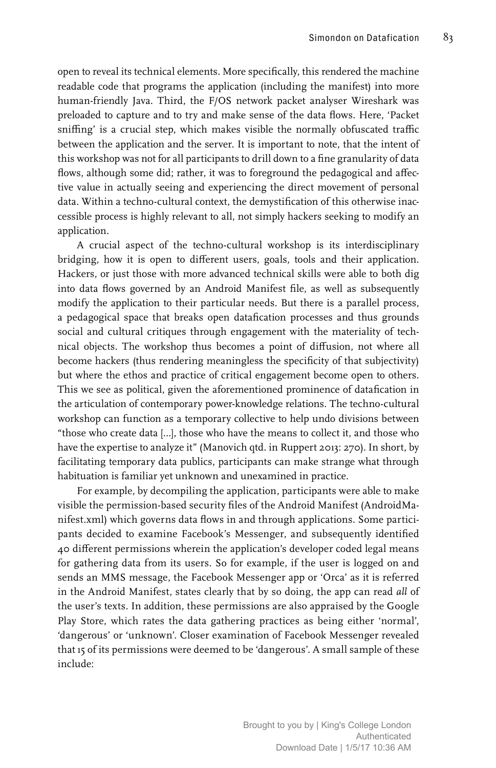open to reveal its technical elements. More specifically, this rendered the machine readable code that programs the application (including the manifest) into more human-friendly Java. Third, the F/OS network packet analyser Wireshark was preloaded to capture and to try and make sense of the data flows. Here, 'Packet sniffing' is a crucial step, which makes visible the normally obfuscated traffic between the application and the server. It is important to note, that the intent of this workshop was not for all participants to drill down to a fine granularity of data flows, although some did; rather, it was to foreground the pedagogical and affective value in actually seeing and experiencing the direct movement of personal data. Within a techno-cultural context, the demystification of this otherwise inaccessible process is highly relevant to all, not simply hackers seeking to modify an application.

A crucial aspect of the techno-cultural workshop is its interdisciplinary bridging, how it is open to different users, goals, tools and their application. Hackers, or just those with more advanced technical skills were able to both dig into data flows governed by an Android Manifest file, as well as subsequently modify the application to their particular needs. But there is a parallel process, a pedagogical space that breaks open datafication processes and thus grounds social and cultural critiques through engagement with the materiality of technical objects. The workshop thus becomes a point of diffusion, not where all become hackers (thus rendering meaningless the specificity of that subjectivity) but where the ethos and practice of critical engagement become open to others. This we see as political, given the aforementioned prominence of datafication in the articulation of contemporary power-knowledge relations. The techno-cultural workshop can function as a temporary collective to help undo divisions between "those who create data […], those who have the means to collect it, and those who have the expertise to analyze it" (Manovich qtd. in Ruppert 2013: 270). In short, by facilitating temporary data publics, participants can make strange what through habituation is familiar yet unknown and unexamined in practice.

For example, by decompiling the application, participants were able to make visible the permission-based security files of the Android Manifest (AndroidManifest.xml) which governs data flows in and through applications. Some participants decided to examine Facebook's Messenger, and subsequently identified 40 different permissions wherein the application's developer coded legal means for gathering data from its users. So for example, if the user is logged on and sends an MMS message, the Facebook Messenger app or 'Orca' as it is referred in the Android Manifest, states clearly that by so doing, the app can read *all* of the user's texts. In addition, these permissions are also appraised by the Google Play Store, which rates the data gathering practices as being either 'normal', 'dangerous' or 'unknown'. Closer examination of Facebook Messenger revealed that 15 of its permissions were deemed to be 'dangerous'. A small sample of these include: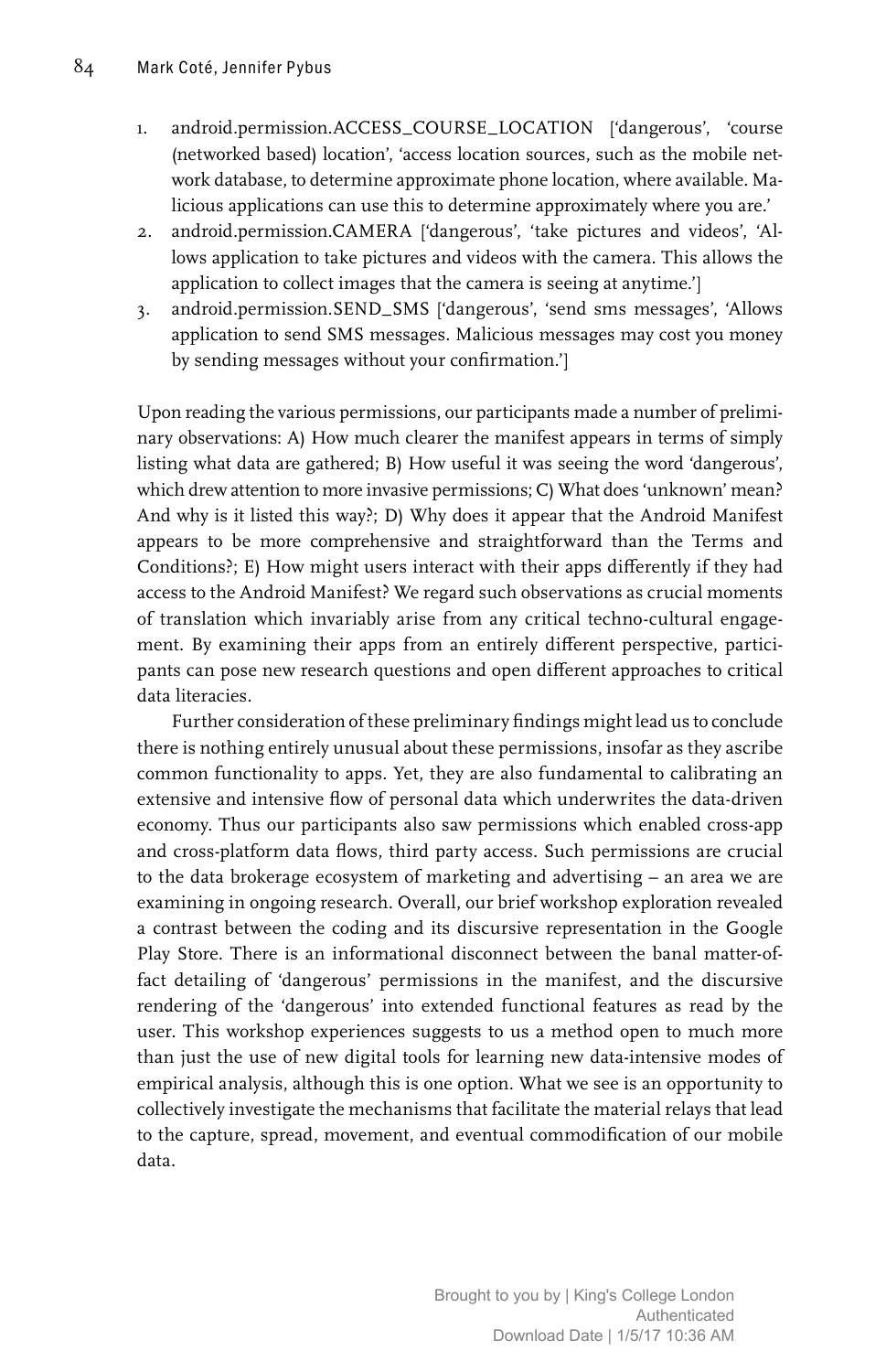1. android.permission.ACCESS_COURSE_LOCATION ['dangerous', 'course (networked based) location', 'access location sources, such as the mobile network database, to determine approximate phone location, where available. Malicious applications can use this to determine approximately where you are.'
2. android.permission.CAMERA ['dangerous', 'take pictures and videos', 'Allows application to take pictures and videos with the camera. This allows the application to collect images that the camera is seeing at anytime.']
3. android.permission.SEND_SMS ['dangerous', 'send sms messages', 'Allows application to send SMS messages. Malicious messages may cost you money by sending messages without your confirmation.']

Upon reading the various permissions, our participants made a number of preliminary observations: A) How much clearer the manifest appears in terms of simply listing what data are gathered; B) How useful it was seeing the word 'dangerous', which drew attention to more invasive permissions; C) What does 'unknown' mean? And why is it listed this way?; D) Why does it appear that the Android Manifest appears to be more comprehensive and straightforward than the Terms and Conditions?; E) How might users interact with their apps differently if they had access to the Android Manifest? We regard such observations as crucial moments of translation which invariably arise from any critical techno-cultural engagement. By examining their apps from an entirely different perspective, participants can pose new research questions and open different approaches to critical data literacies.

Further consideration of these preliminary findings might lead us to conclude there is nothing entirely unusual about these permissions, insofar as they ascribe common functionality to apps. Yet, they are also fundamental to calibrating an extensive and intensive flow of personal data which underwrites the data-driven economy. Thus our participants also saw permissions which enabled cross-app and cross-platform data flows, third party access. Such permissions are crucial to the data brokerage ecosystem of marketing and advertising – an area we are examining in ongoing research. Overall, our brief workshop exploration revealed a contrast between the coding and its discursive representation in the Google Play Store. There is an informational disconnect between the banal matter-of-fact detailing of 'dangerous' permissions in the manifest, and the discursive rendering of the 'dangerous' into extended functional features as read by the user. This workshop experiences suggests to us a method open to much more than just the use of new digital tools for learning new data-intensive modes of empirical analysis, although this is one option. What we see is an opportunity to collectively investigate the mechanisms that facilitate the material relays that lead to the capture, spread, movement, and eventual commodification of our mobile data.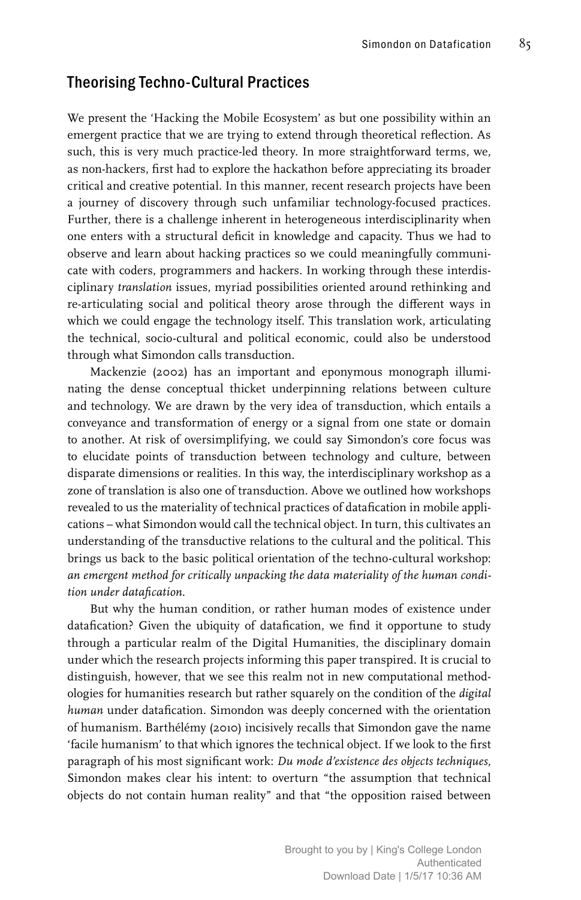## Theorising Techno-Cultural Practices

We present the 'Hacking the Mobile Ecosystem' as but one possibility within an emergent practice that we are trying to extend through theoretical reflection. As such, this is very much practice-led theory. In more straightforward terms, we, as non-hackers, first had to explore the hackathon before appreciating its broader critical and creative potential. In this manner, recent research projects have been a journey of discovery through such unfamiliar technology-focused practices. Further, there is a challenge inherent in heterogeneous interdisciplinarity when one enters with a structural deficit in knowledge and capacity. Thus we had to observe and learn about hacking practices so we could meaningfully communicate with coders, programmers and hackers. In working through these interdisciplinary *translation* issues, myriad possibilities oriented around rethinking and re-articulating social and political theory arose through the different ways in which we could engage the technology itself. This translation work, articulating the technical, socio-cultural and political economic, could also be understood through what Simondon calls transduction.

Mackenzie (2002) has an important and eponymous monograph illuminating the dense conceptual thicket underpinning relations between culture and technology. We are drawn by the very idea of transduction, which entails a conveyance and transformation of energy or a signal from one state or domain to another. At risk of oversimplifying, we could say Simondon's core focus was to elucidate points of transduction between technology and culture, between disparate dimensions or realities. In this way, the interdisciplinary workshop as a zone of translation is also one of transduction. Above we outlined how workshops revealed to us the materiality of technical practices of datafication in mobile applications – what Simondon would call the technical object. In turn, this cultivates an understanding of the transductive relations to the cultural and the political. This brings us back to the basic political orientation of the techno-cultural workshop: *an emergent method for critically unpacking the data materiality of the human condition under datafication.*

But why the human condition, or rather human modes of existence under datafication? Given the ubiquity of datafication, we find it opportune to study through a particular realm of the Digital Humanities, the disciplinary domain under which the research projects informing this paper transpired. It is crucial to distinguish, however, that we see this realm not in new computational methodologies for humanities research but rather squarely on the condition of the *digital human* under datafication. Simondon was deeply concerned with the orientation of humanism. Barthélémy (2010) incisively recalls that Simondon gave the name 'facile humanism' to that which ignores the technical object. If we look to the first paragraph of his most significant work: *Du mode d'existence des objects techniques,* Simondon makes clear his intent: to overturn "the assumption that technical objects do not contain human reality" and that "the opposition raised between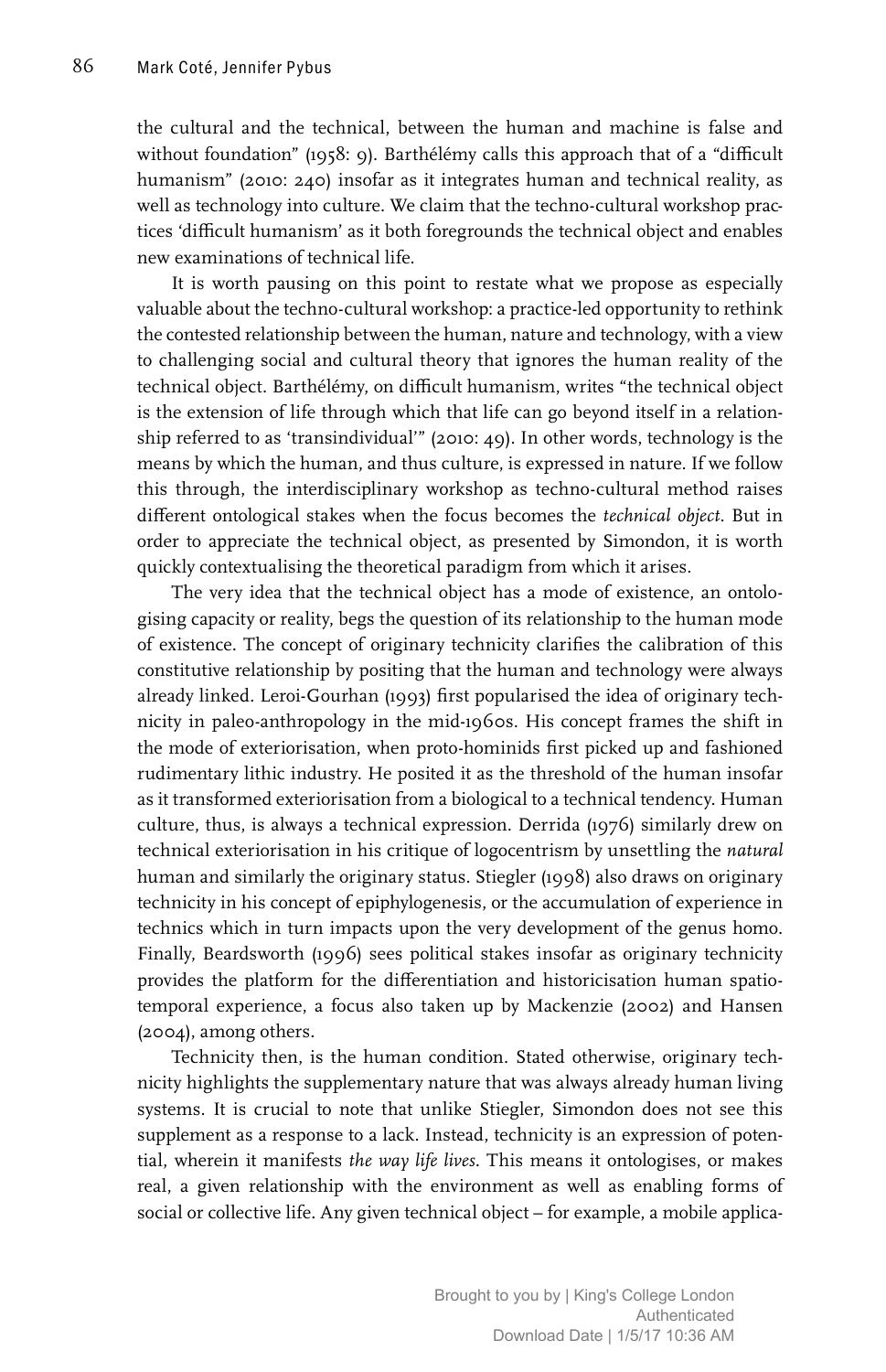the cultural and the technical, between the human and machine is false and without foundation" (1958: 9). Barthélémy calls this approach that of a "difficult humanism" (2010: 240) insofar as it integrates human and technical reality, as well as technology into culture. We claim that the techno-cultural workshop practices 'difficult humanism' as it both foregrounds the technical object and enables new examinations of technical life.

It is worth pausing on this point to restate what we propose as especially valuable about the techno-cultural workshop: a practice-led opportunity to rethink the contested relationship between the human, nature and technology, with a view to challenging social and cultural theory that ignores the human reality of the technical object. Barthélémy, on difficult humanism, writes "the technical object is the extension of life through which that life can go beyond itself in a relationship referred to as 'transindividual'" (2010: 49). In other words, technology is the means by which the human, and thus culture, is expressed in nature. If we follow this through, the interdisciplinary workshop as techno-cultural method raises different ontological stakes when the focus becomes the *technical object*. But in order to appreciate the technical object, as presented by Simondon, it is worth quickly contextualising the theoretical paradigm from which it arises.

The very idea that the technical object has a mode of existence, an ontologising capacity or reality, begs the question of its relationship to the human mode of existence. The concept of originary technicity clarifies the calibration of this constitutive relationship by positing that the human and technology were always already linked. Leroi-Gourhan (1993) first popularised the idea of originary technicity in paleo-anthropology in the mid-1960s. His concept frames the shift in the mode of exteriorisation, when proto-hominids first picked up and fashioned rudimentary lithic industry. He posited it as the threshold of the human insofar as it transformed exteriorisation from a biological to a technical tendency. Human culture, thus, is always a technical expression. Derrida (1976) similarly drew on technical exteriorisation in his critique of logocentrism by unsettling the *natural* human and similarly the originary status. Stiegler (1998) also draws on originary technicity in his concept of epiphylogenesis, or the accumulation of experience in technics which in turn impacts upon the very development of the genus homo. Finally, Beardsworth (1996) sees political stakes insofar as originary technicity provides the platform for the differentiation and historicisation human spatio-temporal experience, a focus also taken up by Mackenzie (2002) and Hansen (2004), among others.

Technicity then, is the human condition. Stated otherwise, originary technicity highlights the supplementary nature that was always already human living systems. It is crucial to note that unlike Stiegler, Simondon does not see this supplement as a response to a lack. Instead, technicity is an expression of potential, wherein it manifests *the way life lives*. This means it ontologises, or makes real, a given relationship with the environment as well as enabling forms of social or collective life. Any given technical object – for example, a mobile applica-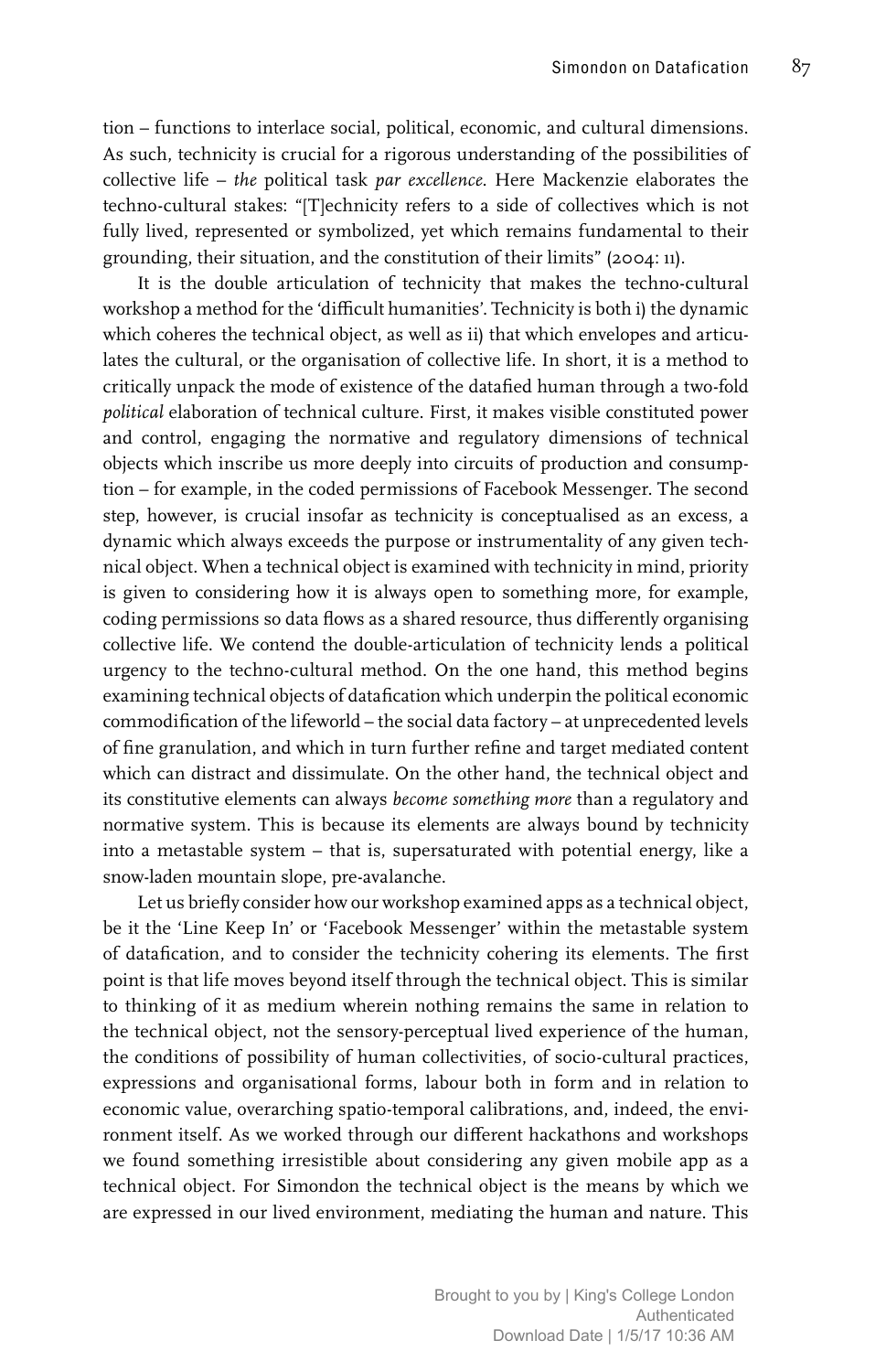tion – functions to interlace social, political, economic, and cultural dimensions. As such, technicity is crucial for a rigorous understanding of the possibilities of collective life – *the* political task *par excellence*. Here Mackenzie elaborates the techno-cultural stakes: "[T]echnicity refers to a side of collectives which is not fully lived, represented or symbolized, yet which remains fundamental to their grounding, their situation, and the constitution of their limits" (2004: 11).

It is the double articulation of technicity that makes the techno-cultural workshop a method for the 'difficult humanities'. Technicity is both i) the dynamic which coheres the technical object, as well as ii) that which envelopes and articulates the cultural, or the organisation of collective life. In short, it is a method to critically unpack the mode of existence of the datafied human through a two-fold *political* elaboration of technical culture. First, it makes visible constituted power and control, engaging the normative and regulatory dimensions of technical objects which inscribe us more deeply into circuits of production and consumption – for example, in the coded permissions of Facebook Messenger. The second step, however, is crucial insofar as technicity is conceptualised as an excess, a dynamic which always exceeds the purpose or instrumentality of any given technical object. When a technical object is examined with technicity in mind, priority is given to considering how it is always open to something more, for example, coding permissions so data flows as a shared resource, thus differently organising collective life. We contend the double-articulation of technicity lends a political urgency to the techno-cultural method. On the one hand, this method begins examining technical objects of datafication which underpin the political economic commodification of the lifeworld – the social data factory – at unprecedented levels of fine granulation, and which in turn further refine and target mediated content which can distract and dissimulate. On the other hand, the technical object and its constitutive elements can always *become something more* than a regulatory and normative system. This is because its elements are always bound by technicity into a metastable system – that is, supersaturated with potential energy, like a snow-laden mountain slope, pre-avalanche.

Let us briefly consider how our workshop examined apps as a technical object, be it the 'Line Keep In' or 'Facebook Messenger' within the metastable system of datafication, and to consider the technicity cohering its elements. The first point is that life moves beyond itself through the technical object. This is similar to thinking of it as medium wherein nothing remains the same in relation to the technical object, not the sensory-perceptual lived experience of the human, the conditions of possibility of human collectivities, of socio-cultural practices, expressions and organisational forms, labour both in form and in relation to economic value, overarching spatio-temporal calibrations, and, indeed, the environment itself. As we worked through our different hackathons and workshops we found something irresistible about considering any given mobile app as a technical object. For Simondon the technical object is the means by which we are expressed in our lived environment, mediating the human and nature. This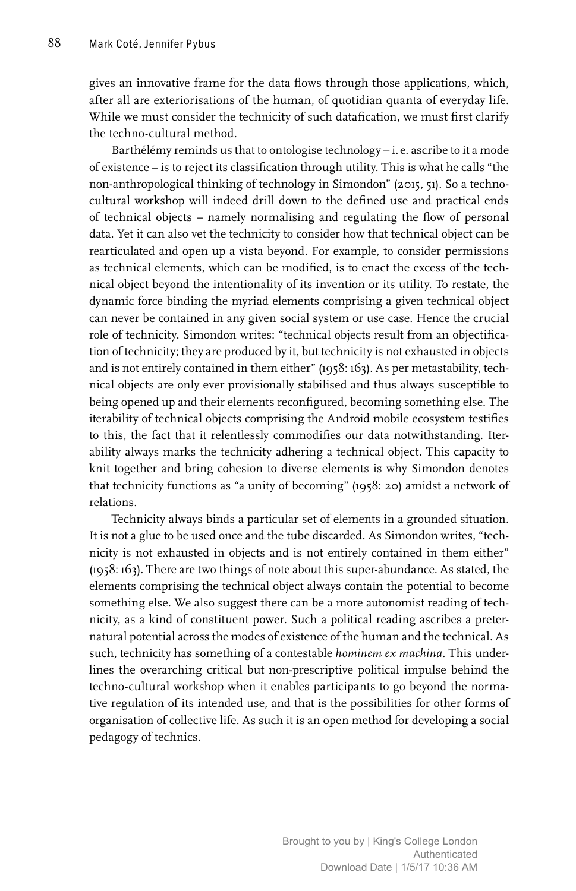gives an innovative frame for the data flows through those applications, which, after all are exteriorisations of the human, of quotidian quanta of everyday life. While we must consider the technicity of such datafication, we must first clarify the techno-cultural method.

Barthélémy reminds us that to ontologise technology – i. e. ascribe to it a mode of existence – is to reject its classification through utility. This is what he calls "the non-anthropological thinking of technology in Simondon" (2015, 51). So a techno-cultural workshop will indeed drill down to the defined use and practical ends of technical objects – namely normalising and regulating the flow of personal data. Yet it can also vet the technicity to consider how that technical object can be rearticulated and open up a vista beyond. For example, to consider permissions as technical elements, which can be modified, is to enact the excess of the technical object beyond the intentionality of its invention or its utility. To restate, the dynamic force binding the myriad elements comprising a given technical object can never be contained in any given social system or use case. Hence the crucial role of technicity. Simondon writes: "technical objects result from an objectification of technicity; they are produced by it, but technicity is not exhausted in objects and is not entirely contained in them either" (1958: 163). As per metastability, technical objects are only ever provisionally stabilised and thus always susceptible to being opened up and their elements reconfigured, becoming something else. The iterability of technical objects comprising the Android mobile ecosystem testifies to this, the fact that it relentlessly commodifies our data notwithstanding. Iterability always marks the technicity adhering a technical object. This capacity to knit together and bring cohesion to diverse elements is why Simondon denotes that technicity functions as "a unity of becoming" (1958: 20) amidst a network of relations.

Technicity always binds a particular set of elements in a grounded situation. It is not a glue to be used once and the tube discarded. As Simondon writes, "technicity is not exhausted in objects and is not entirely contained in them either" (1958: 163). There are two things of note about this super-abundance. As stated, the elements comprising the technical object always contain the potential to become something else. We also suggest there can be a more autonomist reading of technicity, as a kind of constituent power. Such a political reading ascribes a preternatural potential across the modes of existence of the human and the technical. As such, technicity has something of a contestable *hominem ex machina*. This underlines the overarching critical but non-prescriptive political impulse behind the techno-cultural workshop when it enables participants to go beyond the normative regulation of its intended use, and that is the possibilities for other forms of organisation of collective life. As such it is an open method for developing a social pedagogy of technics.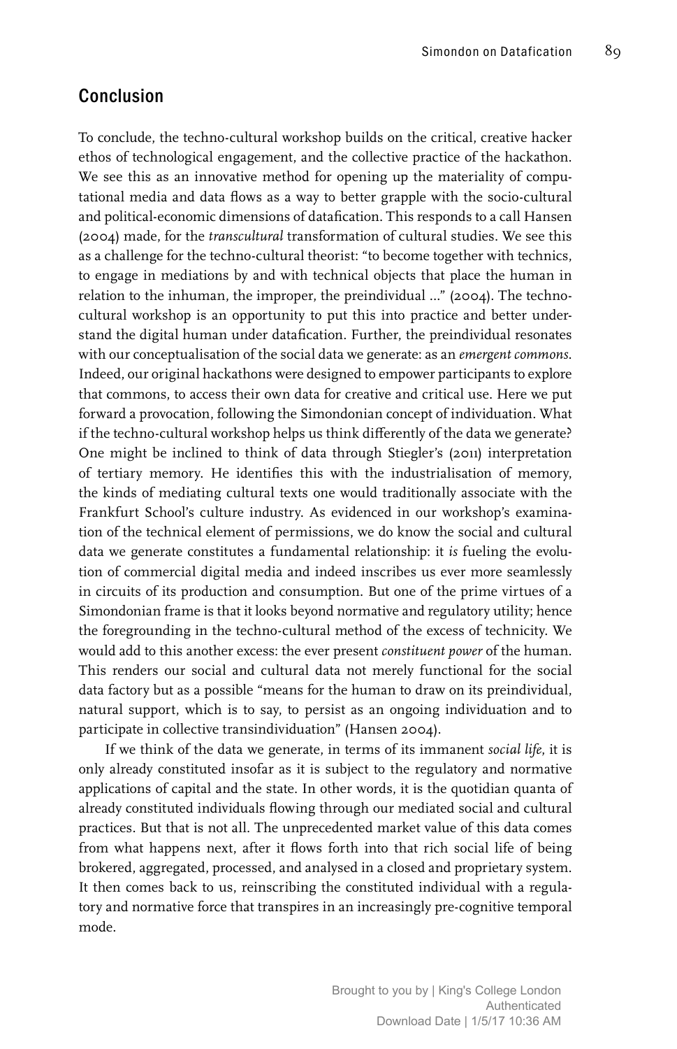## Conclusion

To conclude, the techno-cultural workshop builds on the critical, creative hacker ethos of technological engagement, and the collective practice of the hackathon. We see this as an innovative method for opening up the materiality of computational media and data flows as a way to better grapple with the socio-cultural and political-economic dimensions of datafication. This responds to a call Hansen (2004) made, for the *transcultural* transformation of cultural studies. We see this as a challenge for the techno-cultural theorist: "to become together with technics, to engage in mediations by and with technical objects that place the human in relation to the inhuman, the improper, the preindividual …" (2004). The techno-cultural workshop is an opportunity to put this into practice and better understand the digital human under datafication. Further, the preindividual resonates with our conceptualisation of the social data we generate: as an *emergent commons*. Indeed, our original hackathons were designed to empower participants to explore that commons, to access their own data for creative and critical use. Here we put forward a provocation, following the Simondonian concept of individuation. What if the techno-cultural workshop helps us think differently of the data we generate? One might be inclined to think of data through Stiegler's (2011) interpretation of tertiary memory. He identifies this with the industrialisation of memory, the kinds of mediating cultural texts one would traditionally associate with the Frankfurt School's culture industry. As evidenced in our workshop's examination of the technical element of permissions, we do know the social and cultural data we generate constitutes a fundamental relationship: it *is* fueling the evolution of commercial digital media and indeed inscribes us ever more seamlessly in circuits of its production and consumption. But one of the prime virtues of a Simondonian frame is that it looks beyond normative and regulatory utility; hence the foregrounding in the techno-cultural method of the excess of technicity. We would add to this another excess: the ever present *constituent power* of the human. This renders our social and cultural data not merely functional for the social data factory but as a possible "means for the human to draw on its preindividual, natural support, which is to say, to persist as an ongoing individuation and to participate in collective transindividuation" (Hansen 2004).

If we think of the data we generate, in terms of its immanent *social life*, it is only already constituted insofar as it is subject to the regulatory and normative applications of capital and the state. In other words, it is the quotidian quanta of already constituted individuals flowing through our mediated social and cultural practices. But that is not all. The unprecedented market value of this data comes from what happens next, after it flows forth into that rich social life of being brokered, aggregated, processed, and analysed in a closed and proprietary system. It then comes back to us, reinscribing the constituted individual with a regulatory and normative force that transpires in an increasingly pre-cognitive temporal mode.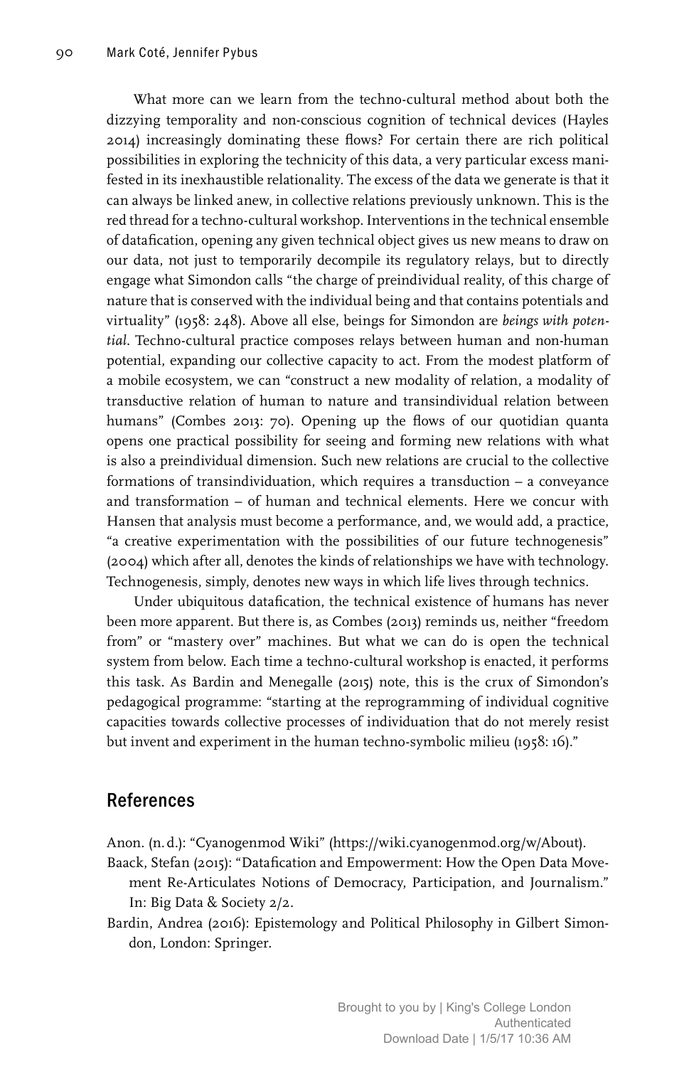What more can we learn from the techno-cultural method about both the dizzying temporality and non-conscious cognition of technical devices (Hayles 2014) increasingly dominating these flows? For certain there are rich political possibilities in exploring the technicity of this data, a very particular excess manifested in its inexhaustible relationality. The excess of the data we generate is that it can always be linked anew, in collective relations previously unknown. This is the red thread for a techno-cultural workshop. Interventions in the technical ensemble of datafication, opening any given technical object gives us new means to draw on our data, not just to temporarily decompile its regulatory relays, but to directly engage what Simondon calls "the charge of preindividual reality, of this charge of nature that is conserved with the individual being and that contains potentials and virtuality" (1958: 248). Above all else, beings for Simondon are *beings with potential*. Techno-cultural practice composes relays between human and non-human potential, expanding our collective capacity to act. From the modest platform of a mobile ecosystem, we can "construct a new modality of relation, a modality of transductive relation of human to nature and transindividual relation between humans" (Combes 2013: 70). Opening up the flows of our quotidian quanta opens one practical possibility for seeing and forming new relations with what is also a preindividual dimension. Such new relations are crucial to the collective formations of transindividuation, which requires a transduction – a conveyance and transformation – of human and technical elements. Here we concur with Hansen that analysis must become a performance, and, we would add, a practice, "a creative experimentation with the possibilities of our future technogenesis" (2004) which after all, denotes the kinds of relationships we have with technology. Technogenesis, simply, denotes new ways in which life lives through technics.

Under ubiquitous datafication, the technical existence of humans has never been more apparent. But there is, as Combes (2013) reminds us, neither "freedom from" or "mastery over" machines. But what we can do is open the technical system from below. Each time a techno-cultural workshop is enacted, it performs this task. As Bardin and Menegalle (2015) note, this is the crux of Simondon's pedagogical programme: "starting at the reprogramming of individual cognitive capacities towards collective processes of individuation that do not merely resist but invent and experiment in the human techno-symbolic milieu (1958: 16)."

## References

Anon. (n. d.): "Cyanogenmod Wiki" (https://wiki.cyanogenmod.org/w/About).

Baack, Stefan (2015): "Datafication and Empowerment: How the Open Data Movement Re-Articulates Notions of Democracy, Participation, and Journalism." In: Big Data & Society 2/2.

Bardin, Andrea (2016): Epistemology and Political Philosophy in Gilbert Simondon, London: Springer.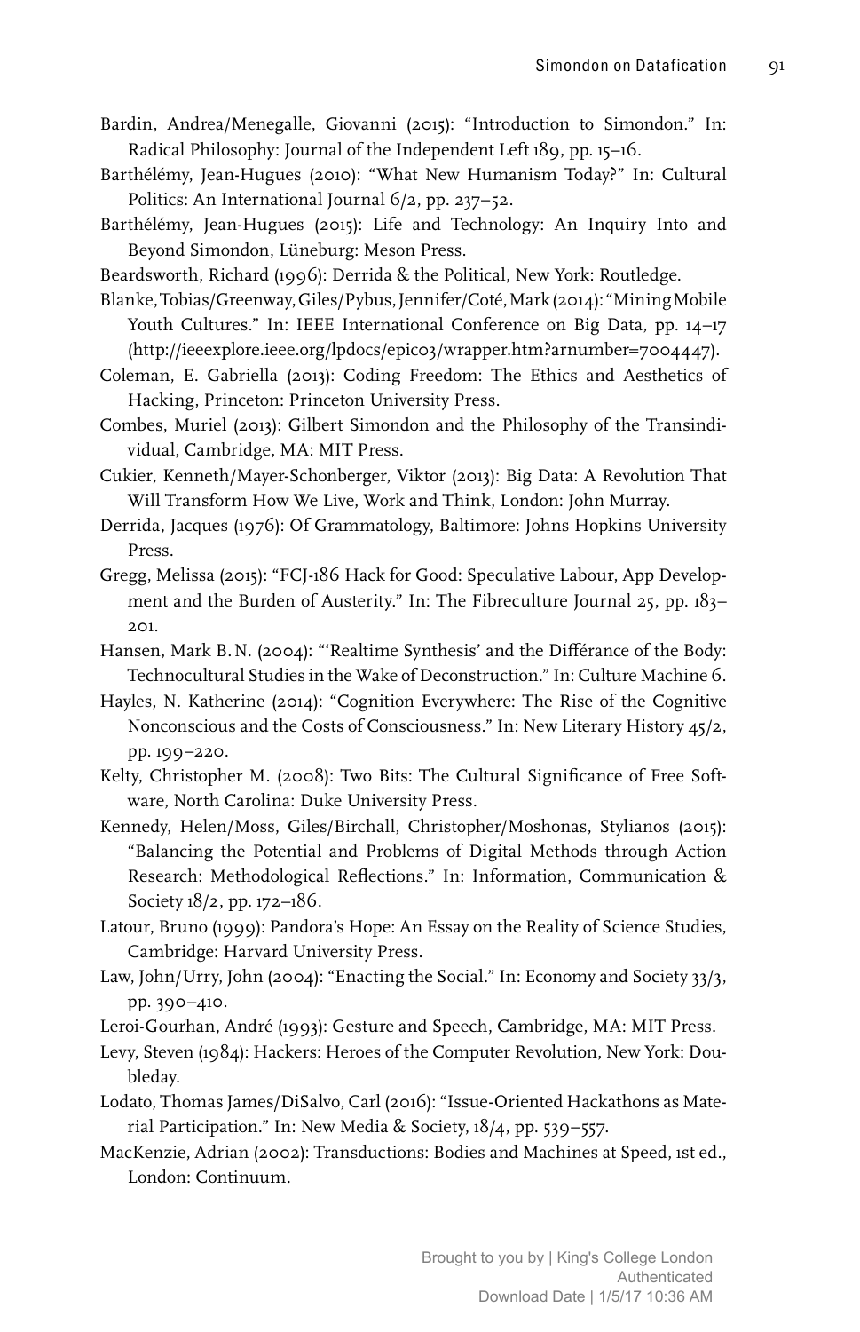Bardin, Andrea/Menegalle, Giovanni (2015): "Introduction to Simondon." In: Radical Philosophy: Journal of the Independent Left 189, pp. 15–16.

Barthélémy, Jean-Hugues (2010): "What New Humanism Today?" In: Cultural Politics: An International Journal 6/2, pp. 237–52.

Barthélémy, Jean-Hugues (2015): Life and Technology: An Inquiry Into and Beyond Simondon, Lüneburg: Meson Press.

Beardsworth, Richard (1996): Derrida & the Political, New York: Routledge.

Blanke, Tobias/Greenway, Giles/Pybus, Jennifer/Coté, Mark (2014): "Mining Mobile Youth Cultures." In: IEEE International Conference on Big Data, pp. 14–17 (http://ieeexplore.ieee.org/lpdocs/epic03/wrapper.htm?arnumber=7004447).

Coleman, E. Gabriella (2013): Coding Freedom: The Ethics and Aesthetics of Hacking, Princeton: Princeton University Press.

Combes, Muriel (2013): Gilbert Simondon and the Philosophy of the Transindividual, Cambridge, MA: MIT Press.

Cukier, Kenneth/Mayer-Schonberger, Viktor (2013): Big Data: A Revolution That Will Transform How We Live, Work and Think, London: John Murray.

Derrida, Jacques (1976): Of Grammatology, Baltimore: Johns Hopkins University Press.

Gregg, Melissa (2015): "FCJ-186 Hack for Good: Speculative Labour, App Development and the Burden of Austerity." In: The Fibreculture Journal 25, pp. 183–201.

Hansen, Mark B. N. (2004): "'Realtime Synthesis' and the Différance of the Body: Technocultural Studies in the Wake of Deconstruction." In: Culture Machine 6.

Hayles, N. Katherine (2014): "Cognition Everywhere: The Rise of the Cognitive Nonconscious and the Costs of Consciousness." In: New Literary History 45/2, pp. 199–220.

Kelty, Christopher M. (2008): Two Bits: The Cultural Significance of Free Software, North Carolina: Duke University Press.

Kennedy, Helen/Moss, Giles/Birchall, Christopher/Moshonas, Stylianos (2015): "Balancing the Potential and Problems of Digital Methods through Action Research: Methodological Reflections." In: Information, Communication & Society 18/2, pp. 172–186.

Latour, Bruno (1999): Pandora's Hope: An Essay on the Reality of Science Studies, Cambridge: Harvard University Press.

Law, John/Urry, John (2004): "Enacting the Social." In: Economy and Society 33/3, pp. 390–410.

Leroi-Gourhan, André (1993): Gesture and Speech, Cambridge, MA: MIT Press.

Levy, Steven (1984): Hackers: Heroes of the Computer Revolution, New York: Doubleday.

Lodato, Thomas James/DiSalvo, Carl (2016): "Issue-Oriented Hackathons as Material Participation." In: New Media & Society, 18/4, pp. 539–557.

MacKenzie, Adrian (2002): Transductions: Bodies and Machines at Speed, 1st ed., London: Continuum.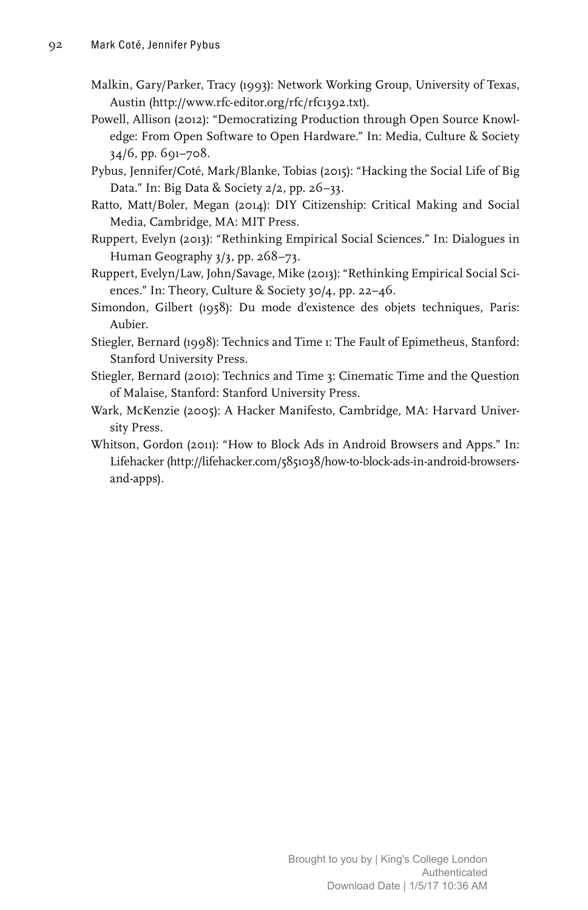Malkin, Gary/Parker, Tracy (1993): Network Working Group, University of Texas, Austin (http://www.rfc-editor.org/rfc/rfc1392.txt).

Powell, Allison (2012): "Democratizing Production through Open Source Knowledge: From Open Software to Open Hardware." In: Media, Culture & Society 34/6, pp. 691–708.

Pybus, Jennifer/Coté, Mark/Blanke, Tobias (2015): "Hacking the Social Life of Big Data." In: Big Data & Society 2/2, pp. 26–33.

Ratto, Matt/Boler, Megan (2014): DIY Citizenship: Critical Making and Social Media, Cambridge, MA: MIT Press.

Ruppert, Evelyn (2013): "Rethinking Empirical Social Sciences." In: Dialogues in Human Geography 3/3, pp. 268–73.

Ruppert, Evelyn/Law, John/Savage, Mike (2013): "Rethinking Empirical Social Sciences." In: Theory, Culture & Society 30/4, pp. 22–46.

Simondon, Gilbert (1958): Du mode d'existence des objets techniques, Paris: Aubier.

Stiegler, Bernard (1998): Technics and Time 1: The Fault of Epimetheus, Stanford: Stanford University Press.

Stiegler, Bernard (2010): Technics and Time 3: Cinematic Time and the Question of Malaise, Stanford: Stanford University Press.

Wark, McKenzie (2005): A Hacker Manifesto, Cambridge, MA: Harvard University Press.

Whitson, Gordon (2011): "How to Block Ads in Android Browsers and Apps." In: Lifehacker (http://lifehacker.com/5851038/how-to-block-ads-in-android-browsers-and-apps).